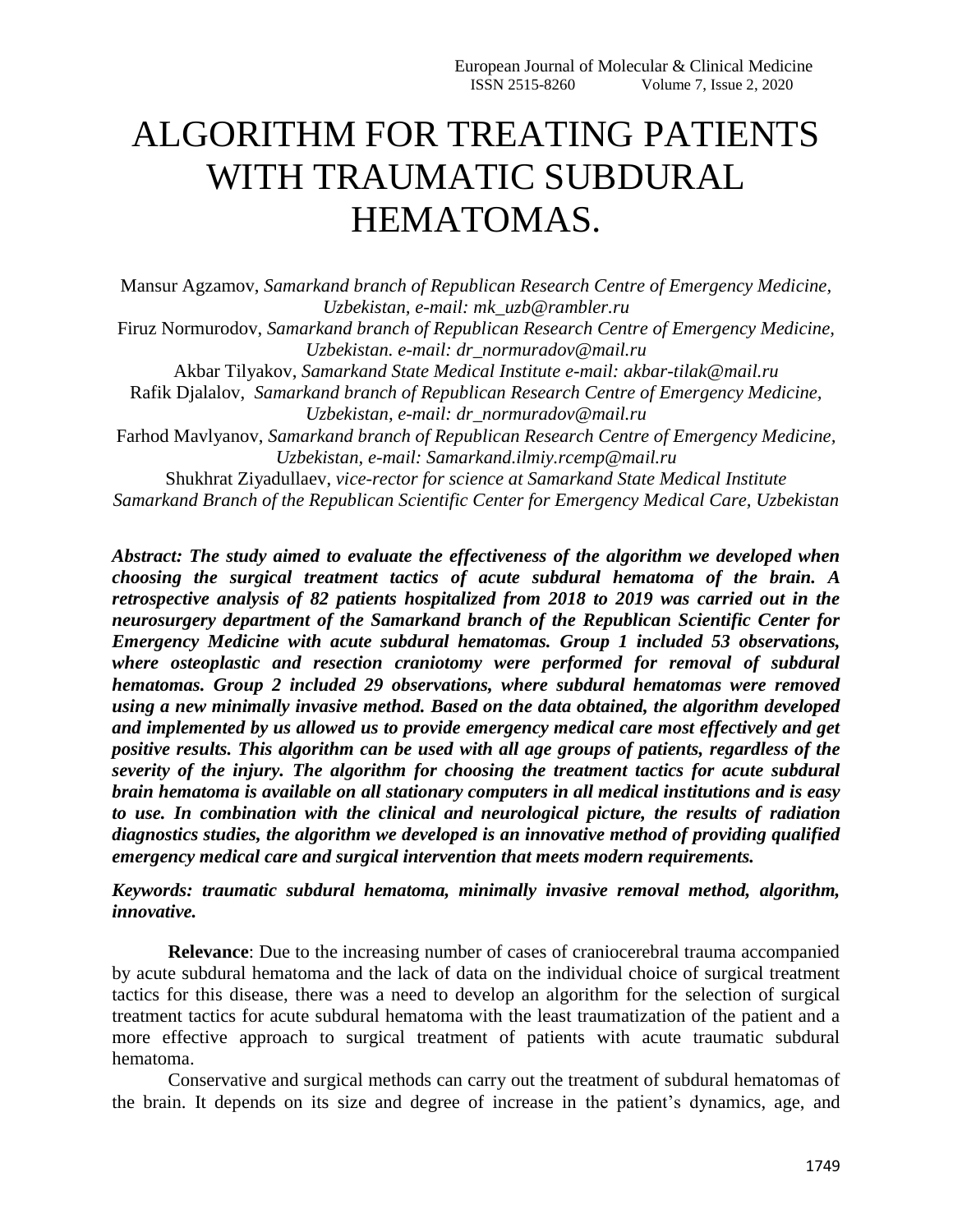# ALGORITHM FOR TREATING PATIENTS WITH TRAUMATIC SUBDURAL HEMATOMAS.

Mansur Agzamov, *Samarkand branch of Republican Research Centre of Emergency Medicine, Uzbekistan, e-mail: mk_uzb@rambler.ru*

Firuz Normurodov, *Samarkand branch of Republican Research Centre of Emergency Medicine, Uzbekistan. e-mail: dr_normuradov@mail.ru*

Akbar Tilyakov, *Samarkand State Medical Institute e-mail: akbar-tilak@mail.ru*

Rafik Djalalov, *Samarkand branch of Republican Research Centre of Emergency Medicine, Uzbekistan, e-mail: dr_normuradov@mail.ru*

Farhod Mavlyanov, *Samarkand branch of Republican Research Centre of Emergency Medicine, Uzbekistan, e-mail: Samarkand.ilmiy.rcemp@mail.ru*

Shukhrat Ziyadullaev, *vice-rector for science at Samarkand State Medical Institute*

*Samarkand Branch of the Republican Scientific Center for Emergency Medical Care, Uzbekistan*

***Abstract: The study aimed to evaluate the effectiveness of the algorithm we developed when choosing the surgical treatment tactics of acute subdural hematoma of the brain. A retrospective analysis of 82 patients hospitalized from 2018 to 2019 was carried out in the neurosurgery department of the Samarkand branch of the Republican Scientific Center for Emergency Medicine with acute subdural hematomas. Group 1 included 53 observations, where osteoplastic and resection craniotomy were performed for removal of subdural hematomas. Group 2 included 29 observations, where subdural hematomas were removed using a new minimally invasive method. Based on the data obtained, the algorithm developed and implemented by us allowed us to provide emergency medical care most effectively and get positive results. This algorithm can be used with all age groups of patients, regardless of the severity of the injury. The algorithm for choosing the treatment tactics for acute subdural brain hematoma is available on all stationary computers in all medical institutions and is easy to use. In combination with the clinical and neurological picture, the results of radiation diagnostics studies, the algorithm we developed is an innovative method of providing qualified emergency medical care and surgical intervention that meets modern requirements.***

***Keywords: traumatic subdural hematoma, minimally invasive removal method, algorithm, innovative.***

**Relevance**: Due to the increasing number of cases of craniocerebral trauma accompanied by acute subdural hematoma and the lack of data on the individual choice of surgical treatment tactics for this disease, there was a need to develop an algorithm for the selection of surgical treatment tactics for acute subdural hematoma with the least traumatization of the patient and a more effective approach to surgical treatment of patients with acute traumatic subdural hematoma.

Conservative and surgical methods can carry out the treatment of subdural hematomas of the brain. It depends on its size and degree of increase in the patient's dynamics, age, and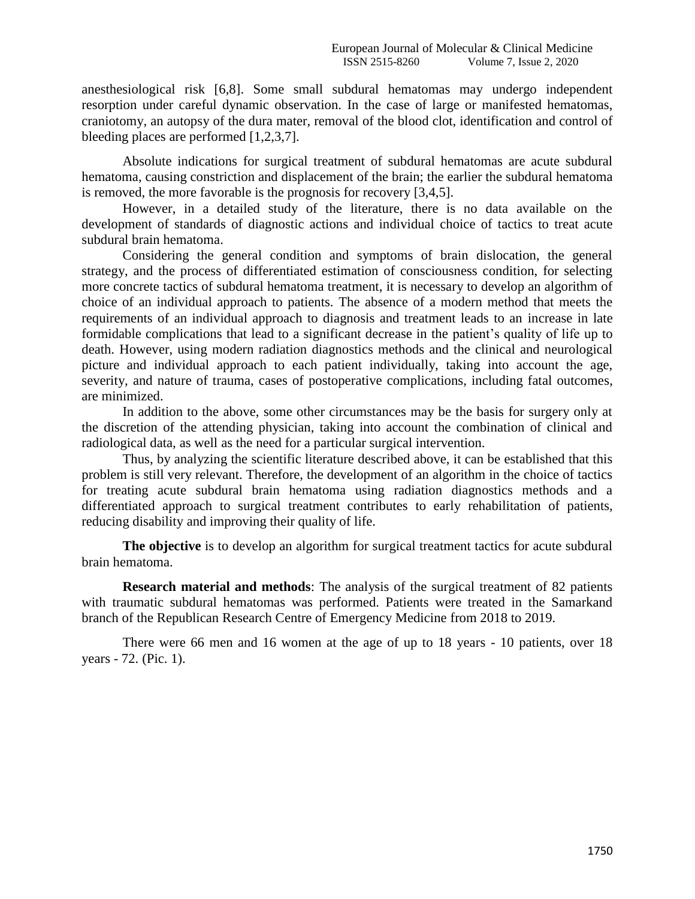anesthesiological risk [6,8]. Some small subdural hematomas may undergo independent resorption under careful dynamic observation. In the case of large or manifested hematomas, craniotomy, an autopsy of the dura mater, removal of the blood clot, identification and control of bleeding places are performed [1,2,3,7].

Absolute indications for surgical treatment of subdural hematomas are acute subdural hematoma, causing constriction and displacement of the brain; the earlier the subdural hematoma is removed, the more favorable is the prognosis for recovery [3,4,5].

However, in a detailed study of the literature, there is no data available on the development of standards of diagnostic actions and individual choice of tactics to treat acute subdural brain hematoma.

Considering the general condition and symptoms of brain dislocation, the general strategy, and the process of differentiated estimation of consciousness condition, for selecting more concrete tactics of subdural hematoma treatment, it is necessary to develop an algorithm of choice of an individual approach to patients. The absence of a modern method that meets the requirements of an individual approach to diagnosis and treatment leads to an increase in late formidable complications that lead to a significant decrease in the patient's quality of life up to death. However, using modern radiation diagnostics methods and the clinical and neurological picture and individual approach to each patient individually, taking into account the age, severity, and nature of trauma, cases of postoperative complications, including fatal outcomes, are minimized.

In addition to the above, some other circumstances may be the basis for surgery only at the discretion of the attending physician, taking into account the combination of clinical and radiological data, as well as the need for a particular surgical intervention.

Thus, by analyzing the scientific literature described above, it can be established that this problem is still very relevant. Therefore, the development of an algorithm in the choice of tactics for treating acute subdural brain hematoma using radiation diagnostics methods and a differentiated approach to surgical treatment contributes to early rehabilitation of patients, reducing disability and improving their quality of life.

**The objective** is to develop an algorithm for surgical treatment tactics for acute subdural brain hematoma.

**Research material and methods**: The analysis of the surgical treatment of 82 patients with traumatic subdural hematomas was performed. Patients were treated in the Samarkand branch of the Republican Research Centre of Emergency Medicine from 2018 to 2019.

There were 66 men and 16 women at the age of up to 18 years - 10 patients, over 18 years - 72. (Pic. 1).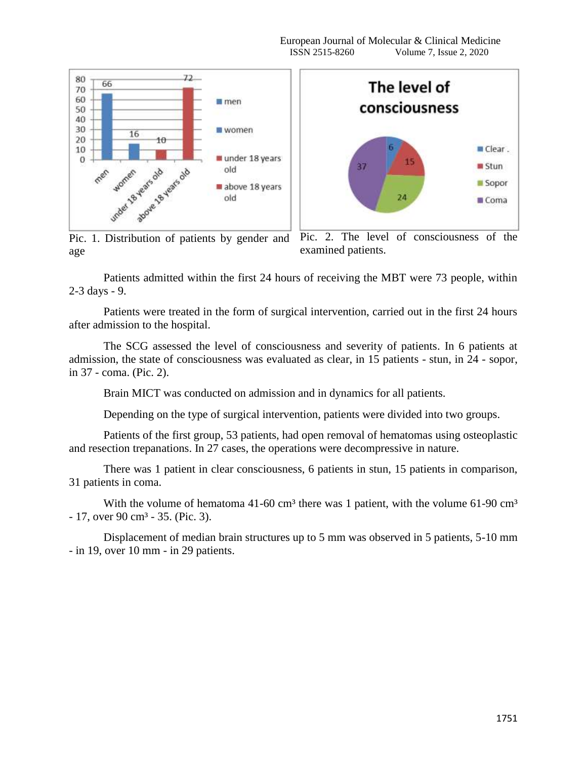Pic. 1. Distribution of patients by gender and age

Pic. 2. The level of consciousness of the examined patients.

Patients admitted within the first 24 hours of receiving the MBT were 73 people, within 2-3 days - 9.

Patients were treated in the form of surgical intervention, carried out in the first 24 hours after admission to the hospital.

The SCG assessed the level of consciousness and severity of patients. In 6 patients at admission, the state of consciousness was evaluated as clear, in 15 patients - stun, in 24 - sopor, in 37 - coma. (Pic. 2).

Brain MICT was conducted on admission and in dynamics for all patients.

Depending on the type of surgical intervention, patients were divided into two groups.

Patients of the first group, 53 patients, had open removal of hematomas using osteoplastic and resection trepanations. In 27 cases, the operations were decompressive in nature.

There was 1 patient in clear consciousness, 6 patients in stun, 15 patients in comparison, 31 patients in coma.

With the volume of hematoma 41-60 cm³ there was 1 patient, with the volume 61-90 cm³ - 17, over 90 cm³ - 35. (Pic. 3).

Displacement of median brain structures up to 5 mm was observed in 5 patients, 5-10 mm - in 19, over 10 mm - in 29 patients.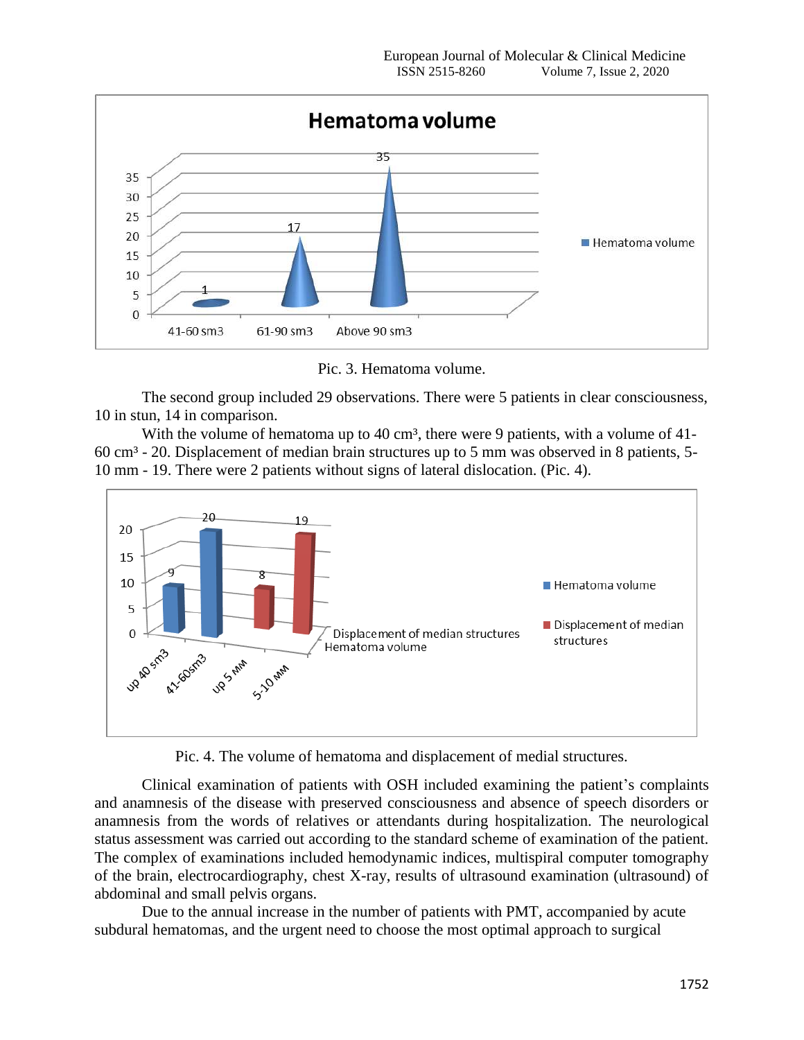Pic. 3. Hematoma volume.

The second group included 29 observations. There were 5 patients in clear consciousness, 10 in stun, 14 in comparison.

With the volume of hematoma up to 40 cm³, there were 9 patients, with a volume of 41-60 cm³ - 20. Displacement of median brain structures up to 5 mm was observed in 8 patients, 5-10 mm - 19. There were 2 patients without signs of lateral dislocation. (Pic. 4).

Pic. 4. The volume of hematoma and displacement of medial structures.

Clinical examination of patients with OSH included examining the patient's complaints and anamnesis of the disease with preserved consciousness and absence of speech disorders or anamnesis from the words of relatives or attendants during hospitalization. The neurological status assessment was carried out according to the standard scheme of examination of the patient. The complex of examinations included hemodynamic indices, multispiral computer tomography of the brain, electrocardiography, chest X-ray, results of ultrasound examination (ultrasound) of abdominal and small pelvis organs.

Due to the annual increase in the number of patients with PMT, accompanied by acute subdural hematomas, and the urgent need to choose the most optimal approach to surgical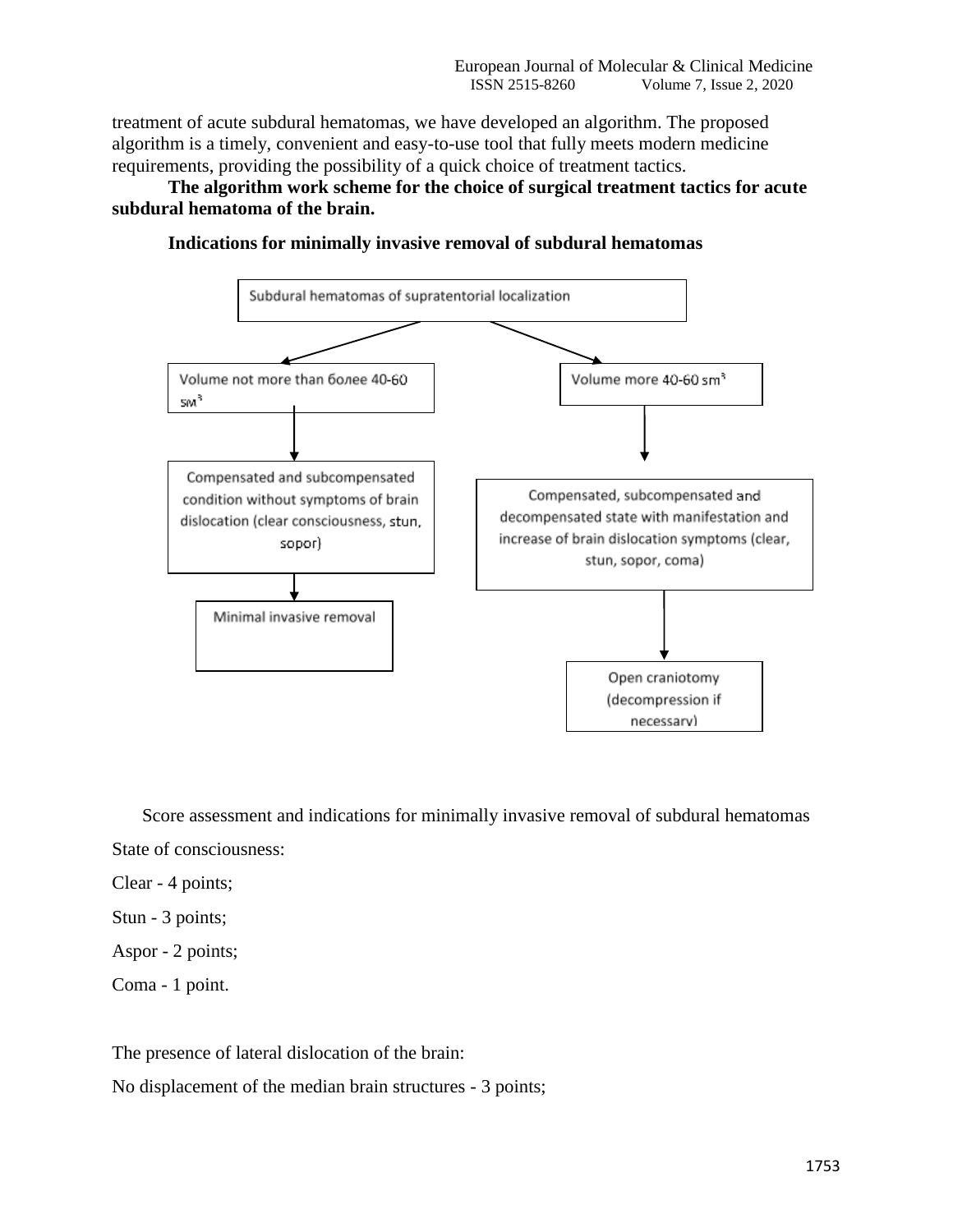treatment of acute subdural hematomas, we have developed an algorithm. The proposed algorithm is a timely, convenient and easy-to-use tool that fully meets modern medicine requirements, providing the possibility of a quick choice of treatment tactics.

**The algorithm work scheme for the choice of surgical treatment tactics for acute subdural hematoma of the brain.**

**Indications for minimally invasive removal of subdural hematomas**

Subdural hematomas of supratentorial localization

Volume not more than более 40-60 sм³

Volume more 40-60 sm³

Compensated and subcompensated condition without symptoms of brain dislocation (clear consciousness, stun, sopor)

Compensated, subcompensated and decompensated state with manifestation and increase of brain dislocation symptoms (clear, stun, sopor, coma)

Minimal invasive removal

Open craniotomy (decompression if necessary)

Score assessment and indications for minimally invasive removal of subdural hematomas

State of consciousness:

Clear - 4 points;

Stun - 3 points;

Aspor - 2 points;

Coma - 1 point.

The presence of lateral dislocation of the brain:

No displacement of the median brain structures - 3 points;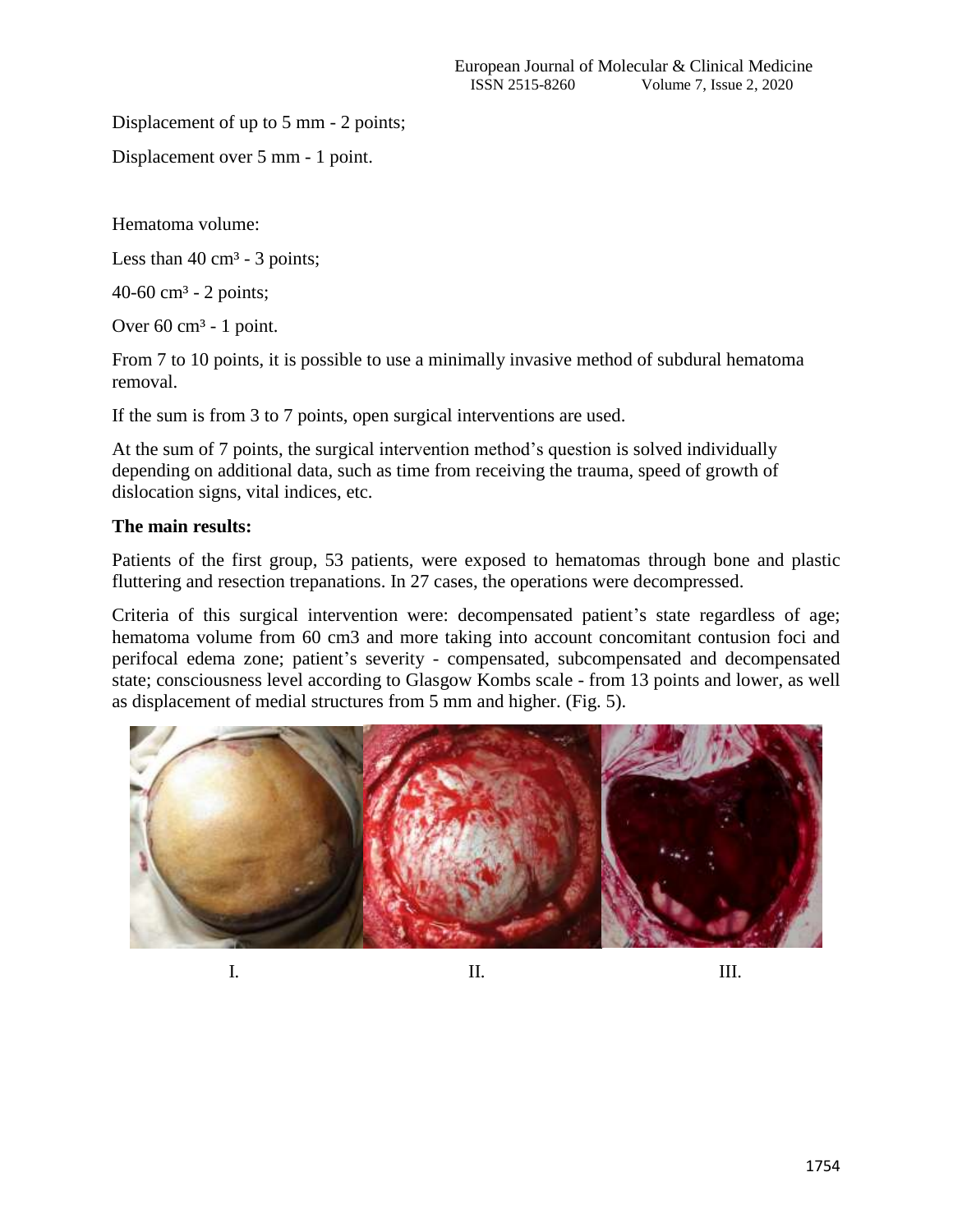Displacement of up to 5 mm - 2 points;

Displacement over 5 mm - 1 point.

Hematoma volume:

Less than 40 cm³ - 3 points;

40-60 cm³ - 2 points;

Over 60 cm³ - 1 point.

From 7 to 10 points, it is possible to use a minimally invasive method of subdural hematoma removal.

If the sum is from 3 to 7 points, open surgical interventions are used.

At the sum of 7 points, the surgical intervention method's question is solved individually depending on additional data, such as time from receiving the trauma, speed of growth of dislocation signs, vital indices, etc.

**The main results:**

Patients of the first group, 53 patients, were exposed to hematomas through bone and plastic fluttering and resection trepanations. In 27 cases, the operations were decompressed.

Criteria of this surgical intervention were: decompensated patient's state regardless of age; hematoma volume from 60 cm3 and more taking into account concomitant contusion foci and perifocal edema zone; patient's severity - compensated, subcompensated and decompensated state; consciousness level according to Glasgow Kombs scale - from 13 points and lower, as well as displacement of medial structures from 5 mm and higher. (Fig. 5).

I. II. III.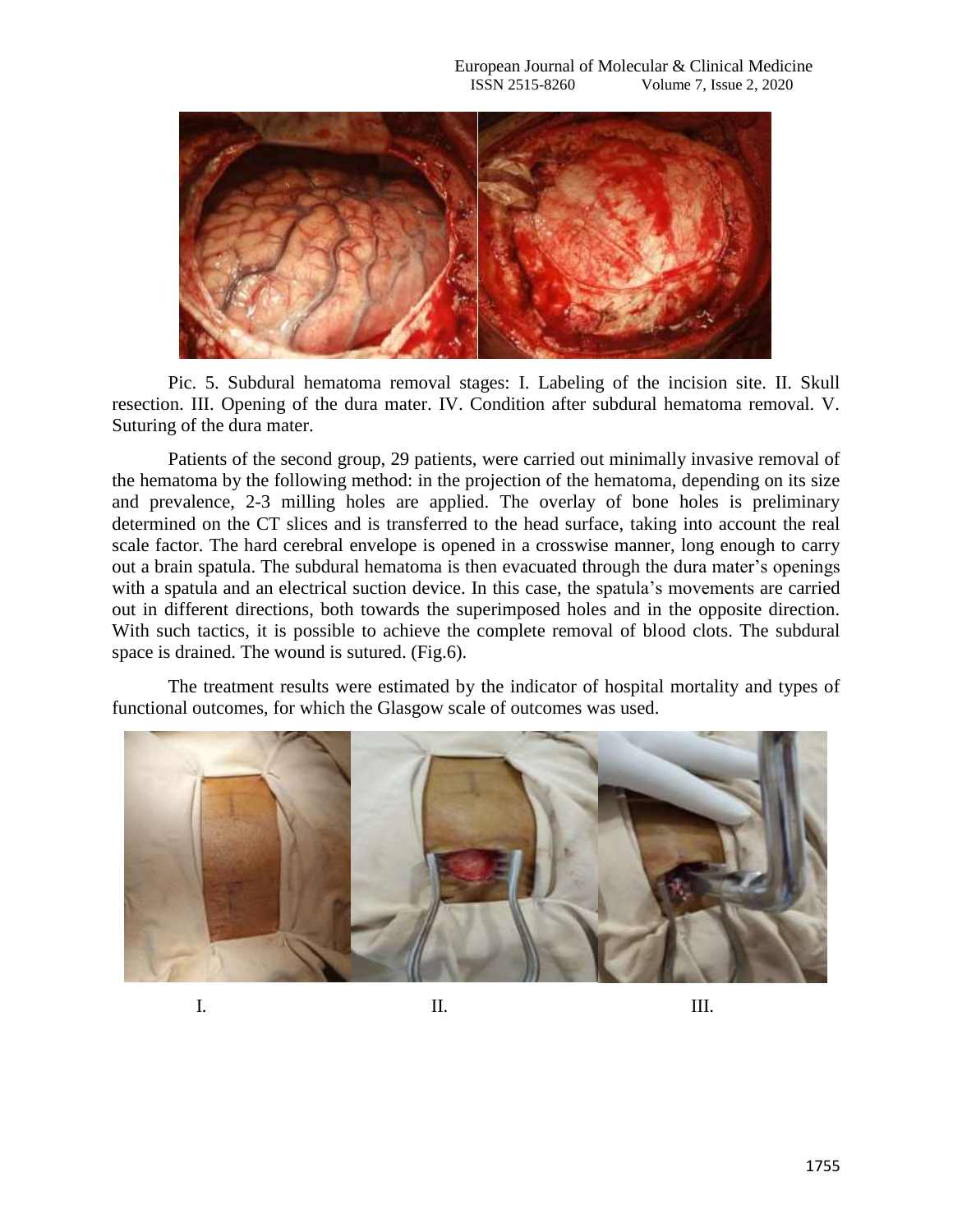Pic. 5. Subdural hematoma removal stages: I. Labeling of the incision site. II. Skull resection. III. Opening of the dura mater. IV. Condition after subdural hematoma removal. V. Suturing of the dura mater.

Patients of the second group, 29 patients, were carried out minimally invasive removal of the hematoma by the following method: in the projection of the hematoma, depending on its size and prevalence, 2-3 milling holes are applied. The overlay of bone holes is preliminary determined on the CT slices and is transferred to the head surface, taking into account the real scale factor. The hard cerebral envelope is opened in a crosswise manner, long enough to carry out a brain spatula. The subdural hematoma is then evacuated through the dura mater's openings with a spatula and an electrical suction device. In this case, the spatula's movements are carried out in different directions, both towards the superimposed holes and in the opposite direction. With such tactics, it is possible to achieve the complete removal of blood clots. The subdural space is drained. The wound is sutured. (Fig.6).

The treatment results were estimated by the indicator of hospital mortality and types of functional outcomes, for which the Glasgow scale of outcomes was used.

I. II. III.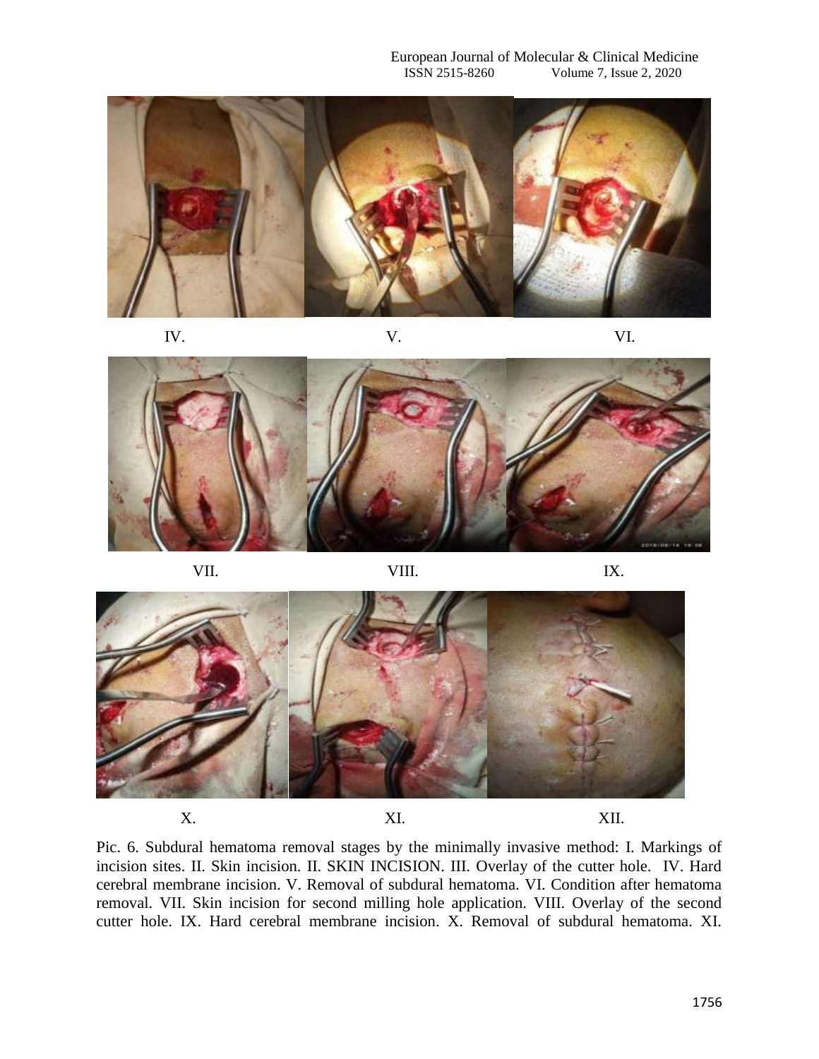IV. V. VI.

VII. VIII. IX.

X. XI. XII.

Pic. 6. Subdural hematoma removal stages by the minimally invasive method: I. Markings of incision sites. II. Skin incision. II. SKIN INCISION. III. Overlay of the cutter hole. IV. Hard cerebral membrane incision. V. Removal of subdural hematoma. VI. Condition after hematoma removal. VII. Skin incision for second milling hole application. VIII. Overlay of the second cutter hole. IX. Hard cerebral membrane incision. X. Removal of subdural hematoma. XI.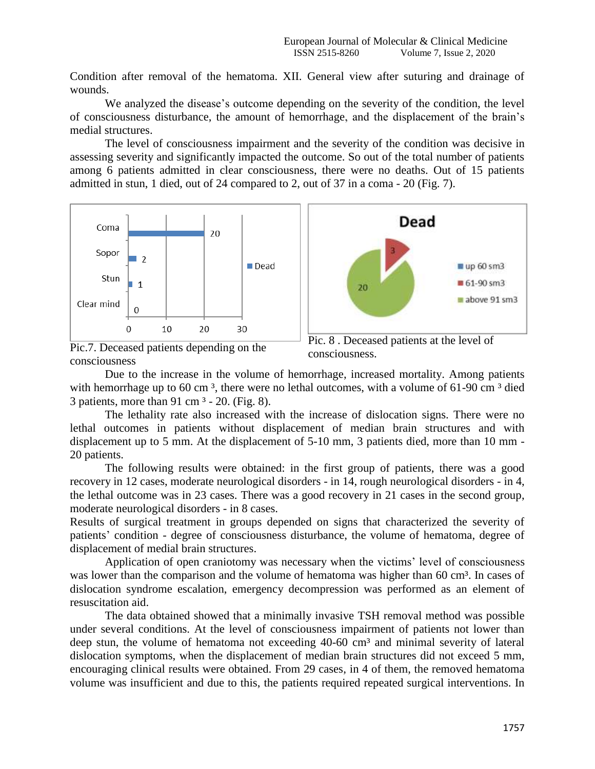Condition after removal of the hematoma. XII. General view after suturing and drainage of wounds.

We analyzed the disease's outcome depending on the severity of the condition, the level of consciousness disturbance, the amount of hemorrhage, and the displacement of the brain's medial structures.

The level of consciousness impairment and the severity of the condition was decisive in assessing severity and significantly impacted the outcome. So out of the total number of patients among 6 patients admitted in clear consciousness, there were no deaths. Out of 15 patients admitted in stun, 1 died, out of 24 compared to 2, out of 37 in a coma - 20 (Fig. 7).

Pic.7. Deceased patients depending on the consciousness

Pic. 8 . Deceased patients at the level of consciousness.

Due to the increase in the volume of hemorrhage, increased mortality. Among patients with hemorrhage up to 60 cm ³, there were no lethal outcomes, with a volume of 61-90 cm ³ died 3 patients, more than 91 cm ³ - 20. (Fig. 8).

The lethality rate also increased with the increase of dislocation signs. There were no lethal outcomes in patients without displacement of median brain structures and with displacement up to 5 mm. At the displacement of 5-10 mm, 3 patients died, more than 10 mm - 20 patients.

The following results were obtained: in the first group of patients, there was a good recovery in 12 cases, moderate neurological disorders - in 14, rough neurological disorders - in 4, the lethal outcome was in 23 cases. There was a good recovery in 21 cases in the second group, moderate neurological disorders - in 8 cases.

Results of surgical treatment in groups depended on signs that characterized the severity of patients' condition - degree of consciousness disturbance, the volume of hematoma, degree of displacement of medial brain structures.

Application of open craniotomy was necessary when the victims' level of consciousness was lower than the comparison and the volume of hematoma was higher than 60 cm³. In cases of dislocation syndrome escalation, emergency decompression was performed as an element of resuscitation aid.

The data obtained showed that a minimally invasive TSH removal method was possible under several conditions. At the level of consciousness impairment of patients not lower than deep stun, the volume of hematoma not exceeding 40-60 cm³ and minimal severity of lateral dislocation symptoms, when the displacement of median brain structures did not exceed 5 mm, encouraging clinical results were obtained. From 29 cases, in 4 of them, the removed hematoma volume was insufficient and due to this, the patients required repeated surgical interventions. In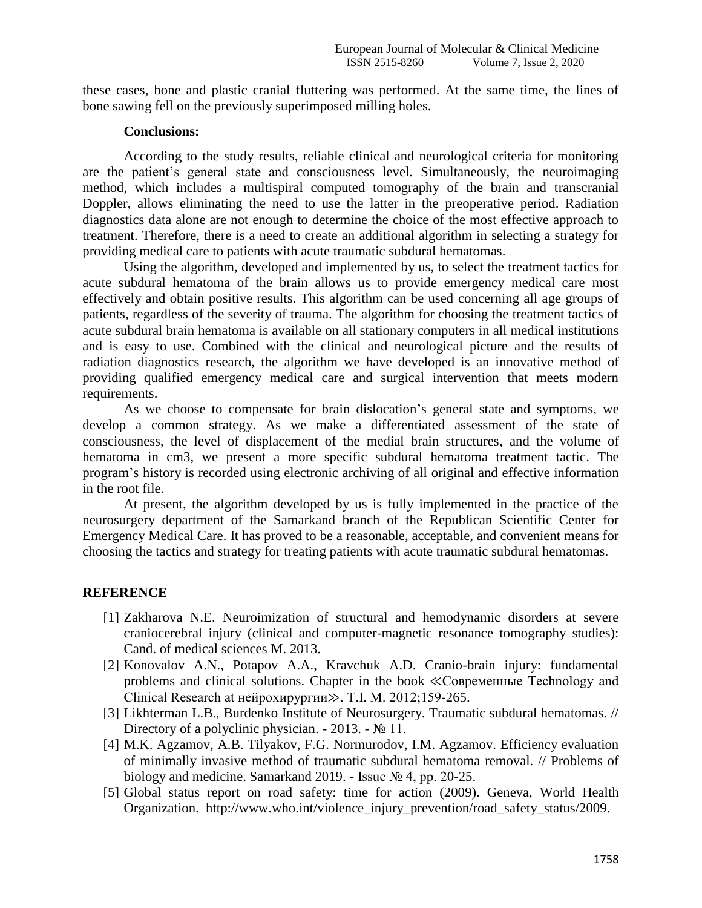these cases, bone and plastic cranial fluttering was performed. At the same time, the lines of bone sawing fell on the previously superimposed milling holes.

**Conclusions:**

According to the study results, reliable clinical and neurological criteria for monitoring are the patient's general state and consciousness level. Simultaneously, the neuroimaging method, which includes a multispiral computed tomography of the brain and transcranial Doppler, allows eliminating the need to use the latter in the preoperative period. Radiation diagnostics data alone are not enough to determine the choice of the most effective approach to treatment. Therefore, there is a need to create an additional algorithm in selecting a strategy for providing medical care to patients with acute traumatic subdural hematomas.

Using the algorithm, developed and implemented by us, to select the treatment tactics for acute subdural hematoma of the brain allows us to provide emergency medical care most effectively and obtain positive results. This algorithm can be used concerning all age groups of patients, regardless of the severity of trauma. The algorithm for choosing the treatment tactics of acute subdural brain hematoma is available on all stationary computers in all medical institutions and is easy to use. Combined with the clinical and neurological picture and the results of radiation diagnostics research, the algorithm we have developed is an innovative method of providing qualified emergency medical care and surgical intervention that meets modern requirements.

As we choose to compensate for brain dislocation's general state and symptoms, we develop a common strategy. As we make a differentiated assessment of the state of consciousness, the level of displacement of the medial brain structures, and the volume of hematoma in cm3, we present a more specific subdural hematoma treatment tactic. The program's history is recorded using electronic archiving of all original and effective information in the root file.

At present, the algorithm developed by us is fully implemented in the practice of the neurosurgery department of the Samarkand branch of the Republican Scientific Center for Emergency Medical Care. It has proved to be a reasonable, acceptable, and convenient means for choosing the tactics and strategy for treating patients with acute traumatic subdural hematomas.

## REFERENCE

[1] Zakharova N.E. Neuroimization of structural and hemodynamic disorders at severe craniocerebral injury (clinical and computer-magnetic resonance tomography studies): Cand. of medical sciences M. 2013.

[2] Konovalov A.N., Potapov A.A., Kravchuk A.D. Cranio-brain injury: fundamental problems and clinical solutions. Chapter in the book ≪Современные Technology and Clinical Research at нейрохирургии≫. T.I. M. 2012;159-265.

[3] Likhterman L.B., Burdenko Institute of Neurosurgery. Traumatic subdural hematomas. // Directory of a polyclinic physician. - 2013. - № 11.

[4] M.K. Agzamov, A.B. Tilyakov, F.G. Normurodov, I.M. Agzamov. Efficiency evaluation of minimally invasive method of traumatic subdural hematoma removal. // Problems of biology and medicine. Samarkand 2019. - Issue № 4, pp. 20-25.

[5] Global status report on road safety: time for action (2009). Geneva, World Health Organization. http://www.who.int/violence_injury_prevention/road_safety_status/2009.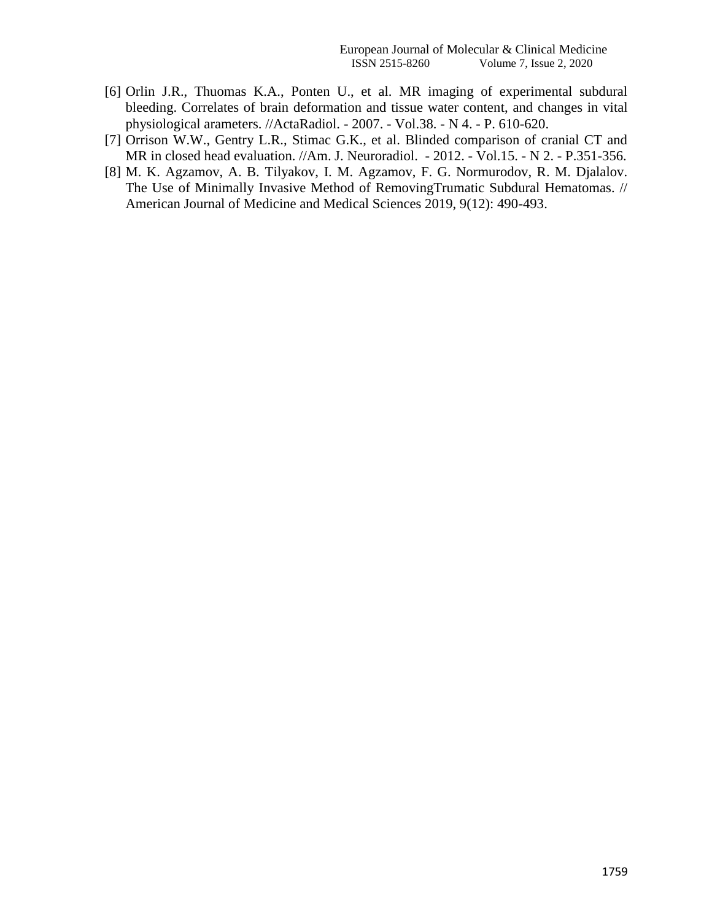[6] Orlin J.R., Thuomas K.A., Ponten U., et al. MR imaging of experimental subdural bleeding. Correlates of brain deformation and tissue water content, and changes in vital physiological arameters. //ActaRadiol. - 2007. - Vol.38. - N 4. - P. 610-620.

[7] Orrison W.W., Gentry L.R., Stimac G.K., et al. Blinded comparison of cranial CT and MR in closed head evaluation. //Am. J. Neuroradiol. - 2012. - Vol.15. - N 2. - P.351-356.

[8] M. K. Agzamov, A. B. Tilyakov, I. M. Agzamov, F. G. Normurodov, R. M. Djalalov. The Use of Minimally Invasive Method of RemovingTrumatic Subdural Hematomas. // American Journal of Medicine and Medical Sciences 2019, 9(12): 490-493.